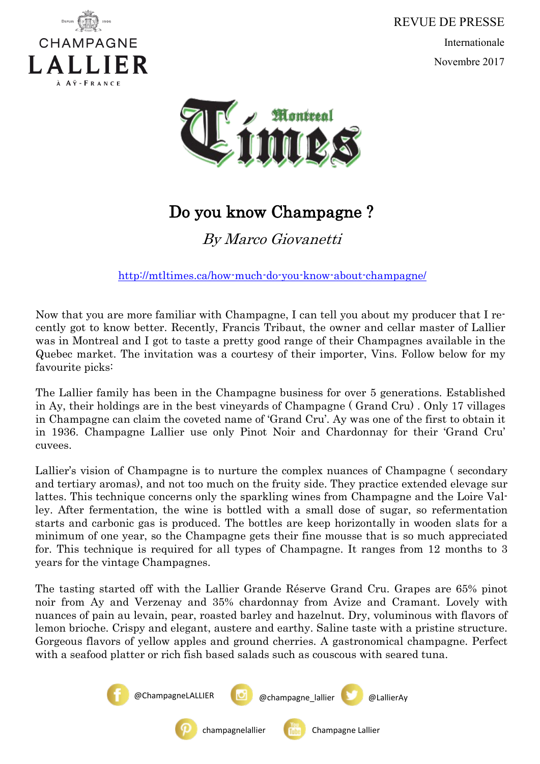CHAMPAGNE LALLIER

À AŸ-FRANCE

REVUE DE PRESSE

Internationale

Novembre 2017

Montreal Times

# Do you know Champagne ?

*By Marco Giovanetti*

http://mtltimes.ca/how-much-do-you-know-about-champagne/

Now that you are more familiar with Champagne, I can tell you about my producer that I recently got to know better. Recently, Francis Tribaut, the owner and cellar master of Lallier was in Montreal and I got to taste a pretty good range of their Champagnes available in the Quebec market. The invitation was a courtesy of their importer, Vins. Follow below for my favourite picks:

The Lallier family has been in the Champagne business for over 5 generations. Established in Ay, their holdings are in the best vineyards of Champagne ( Grand Cru) . Only 17 villages in Champagne can claim the coveted name of 'Grand Cru'. Ay was one of the first to obtain it in 1936. Champagne Lallier use only Pinot Noir and Chardonnay for their 'Grand Cru' cuvees.

Lallier's vision of Champagne is to nurture the complex nuances of Champagne ( secondary and tertiary aromas), and not too much on the fruity side. They practice extended elevage sur lattes. This technique concerns only the sparkling wines from Champagne and the Loire Valley. After fermentation, the wine is bottled with a small dose of sugar, so refermentation starts and carbonic gas is produced. The bottles are keep horizontally in wooden slats for a minimum of one year, so the Champagne gets their fine mousse that is so much appreciated for. This technique is required for all types of Champagne. It ranges from 12 months to 3 years for the vintage Champagnes.

The tasting started off with the Lallier Grande Réserve Grand Cru. Grapes are 65% pinot noir from Ay and Verzenay and 35% chardonnay from Avize and Cramant. Lovely with nuances of pain au levain, pear, roasted barley and hazelnut. Dry, voluminous with flavors of lemon brioche. Crispy and elegant, austere and earthy. Saline taste with a pristine structure. Gorgeous flavors of yellow apples and ground cherries. A gastronomical champagne. Perfect with a seafood platter or rich fish based salads such as couscous with seared tuna.

@ChampagneLALLIER @champagne_lallier @LallierAy

champagnelallier Champagne Lallier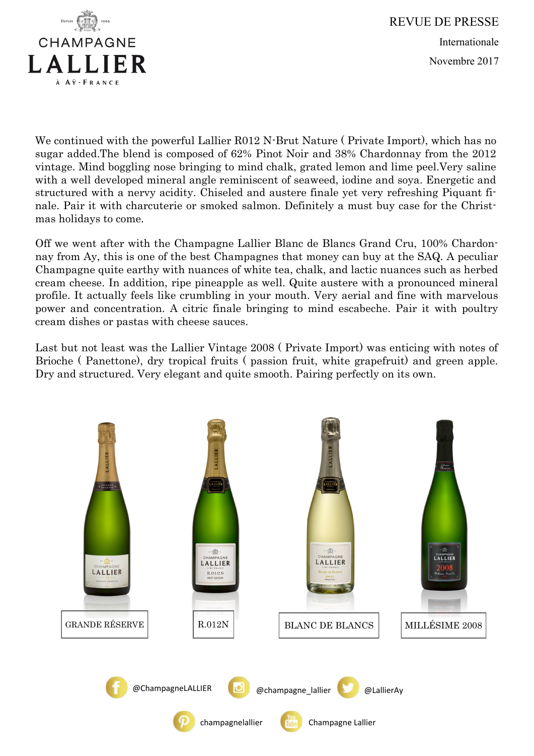REVUE DE PRESSE

Internationale

Novembre 2017

We continued with the powerful Lallier R012 N-Brut Nature ( Private Import), which has no sugar added.The blend is composed of 62% Pinot Noir and 38% Chardonnay from the 2012 vintage. Mind boggling nose bringing to mind chalk, grated lemon and lime peel.Very saline with a well developed mineral angle reminiscent of seaweed, iodine and soya. Energetic and structured with a nervy acidity. Chiseled and austere finale yet very refreshing Piquant finale. Pair it with charcuterie or smoked salmon. Definitely a must buy case for the Christmas holidays to come.

Off we went after with the Champagne Lallier Blanc de Blancs Grand Cru, 100% Chardonnay from Ay, this is one of the best Champagnes that money can buy at the SAQ. A peculiar Champagne quite earthy with nuances of white tea, chalk, and lactic nuances such as herbed cream cheese. In addition, ripe pineapple as well. Quite austere with a pronounced mineral profile. It actually feels like crumbling in your mouth. Very aerial and fine with marvelous power and concentration. A citric finale bringing to mind escabeche. Pair it with poultry cream dishes or pastas with cheese sauces.

Last but not least was the Lallier Vintage 2008 ( Private Import) was enticing with notes of Brioche ( Panettone), dry tropical fruits ( passion fruit, white grapefruit) and green apple. Dry and structured. Very elegant and quite smooth. Pairing perfectly on its own.

GRANDE RÉSERVE

R.012N

BLANC DE BLANCS

MILLÉSIME 2008

@ChampagneLALLIER @champagne_lallier @LallierAy

champagnelallier Champagne Lallier